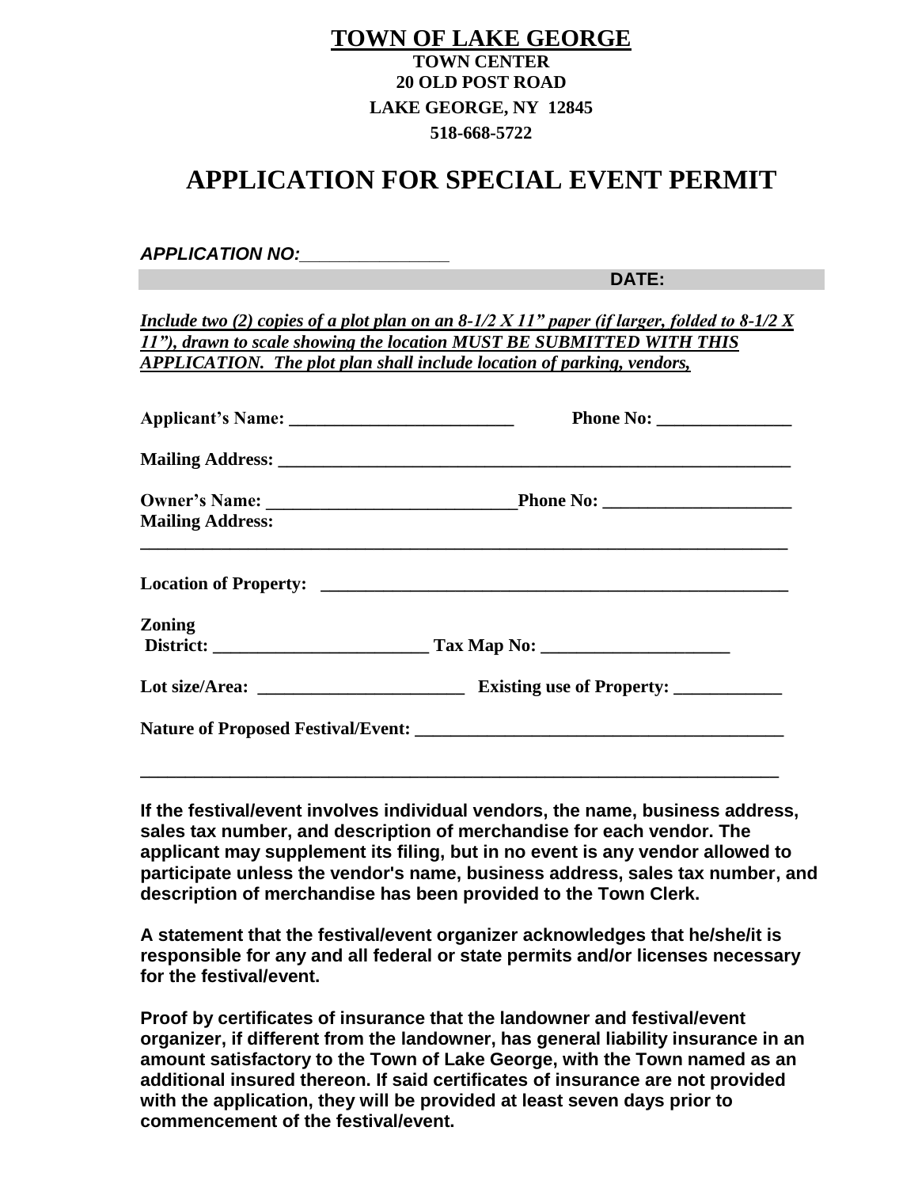**TOWN OF LAKE GEORGE**
**TOWN CENTER**
**20 OLD POST ROAD**
**LAKE GEORGE, NY 12845**
**518-668-5722**

# APPLICATION FOR SPECIAL EVENT PERMIT

***APPLICATION NO:_______________***

**DATE:**

***Include two (2) copies of a plot plan on an 8-1/2 X 11" paper (if larger, folded to 8-1/2 X 11"), drawn to scale showing the location MUST BE SUBMITTED WITH THIS APPLICATION. The plot plan shall include location of parking, vendors,***

**Applicant's Name: _________________________ Phone No: _______________**

**Mailing Address: ___________________________________________________________**

**Owner's Name: ____________________________Phone No: _____________________**
**Mailing Address:**
___________________________________________________________________________

**Location of Property: ____________________________________________________**

**Zoning District: ________________________ Tax Map No: _____________________**

**Lot size/Area: _______________________ Existing use of Property: ____________**

**Nature of Proposed Festival/Event: ________________________________________**

___________________________________________________________________________

**If the festival/event involves individual vendors, the name, business address, sales tax number, and description of merchandise for each vendor. The applicant may supplement its filing, but in no event is any vendor allowed to participate unless the vendor's name, business address, sales tax number, and description of merchandise has been provided to the Town Clerk.**

**A statement that the festival/event organizer acknowledges that he/she/it is responsible for any and all federal or state permits and/or licenses necessary for the festival/event.**

**Proof by certificates of insurance that the landowner and festival/event organizer, if different from the landowner, has general liability insurance in an amount satisfactory to the Town of Lake George, with the Town named as an additional insured thereon. If said certificates of insurance are not provided with the application, they will be provided at least seven days prior to commencement of the festival/event.**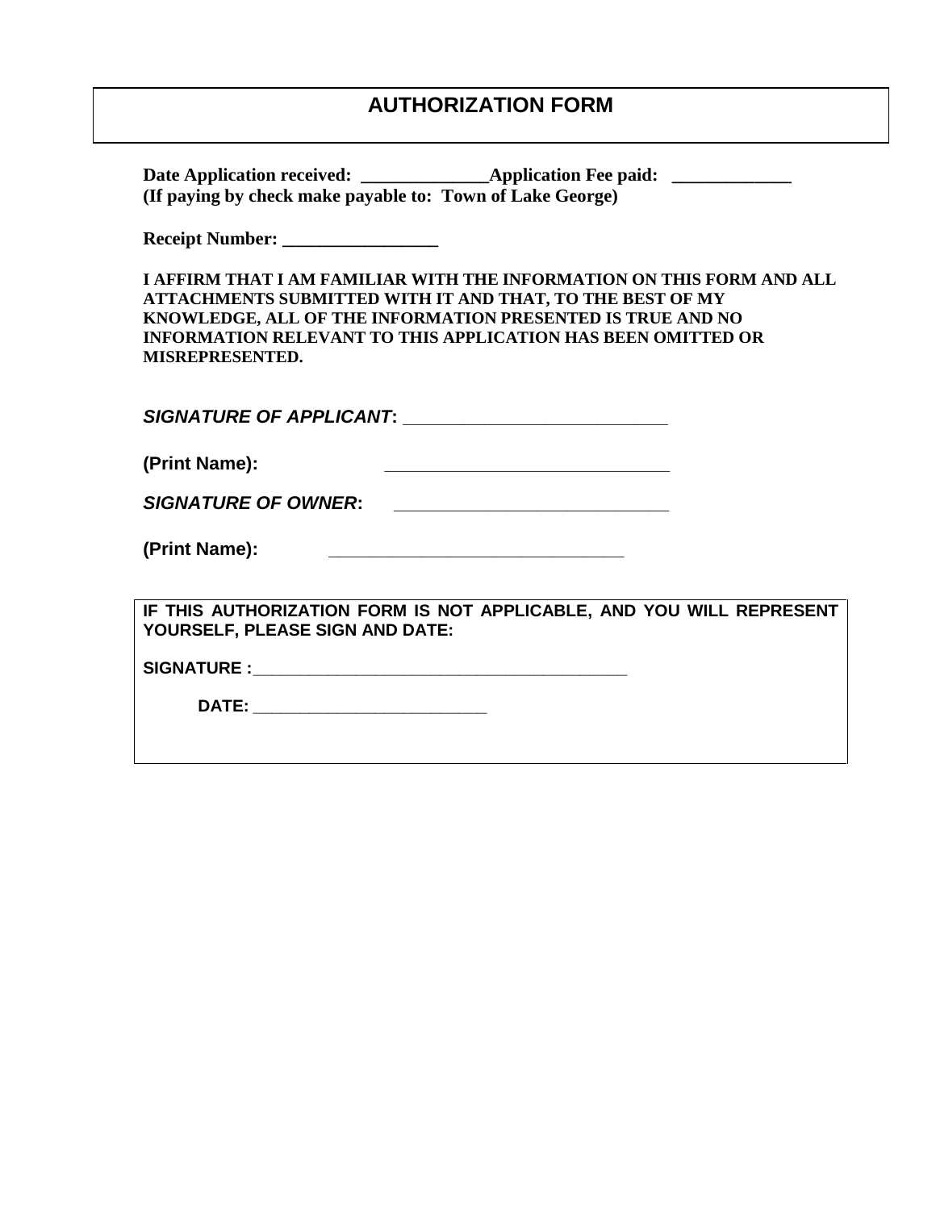# AUTHORIZATION FORM

**Date Application received: ______________Application Fee paid: _____________**
**(If paying by check make payable to: Town of Lake George)**

**Receipt Number: _________________**

**I AFFIRM THAT I AM FAMILIAR WITH THE INFORMATION ON THIS FORM AND ALL ATTACHMENTS SUBMITTED WITH IT AND THAT, TO THE BEST OF MY KNOWLEDGE, ALL OF THE INFORMATION PRESENTED IS TRUE AND NO INFORMATION RELEVANT TO THIS APPLICATION HAS BEEN OMITTED OR MISREPRESENTED.**

***SIGNATURE OF APPLICANT*: ____________________________**

**(Print Name): ______________________________**

***SIGNATURE OF OWNER*: _____________________________**

**(Print Name): _______________________________**

**IF THIS AUTHORIZATION FORM IS NOT APPLICABLE, AND YOU WILL REPRESENT YOURSELF, PLEASE SIGN AND DATE:**

**SIGNATURE :__________________________________________**

**DATE: __________________________**